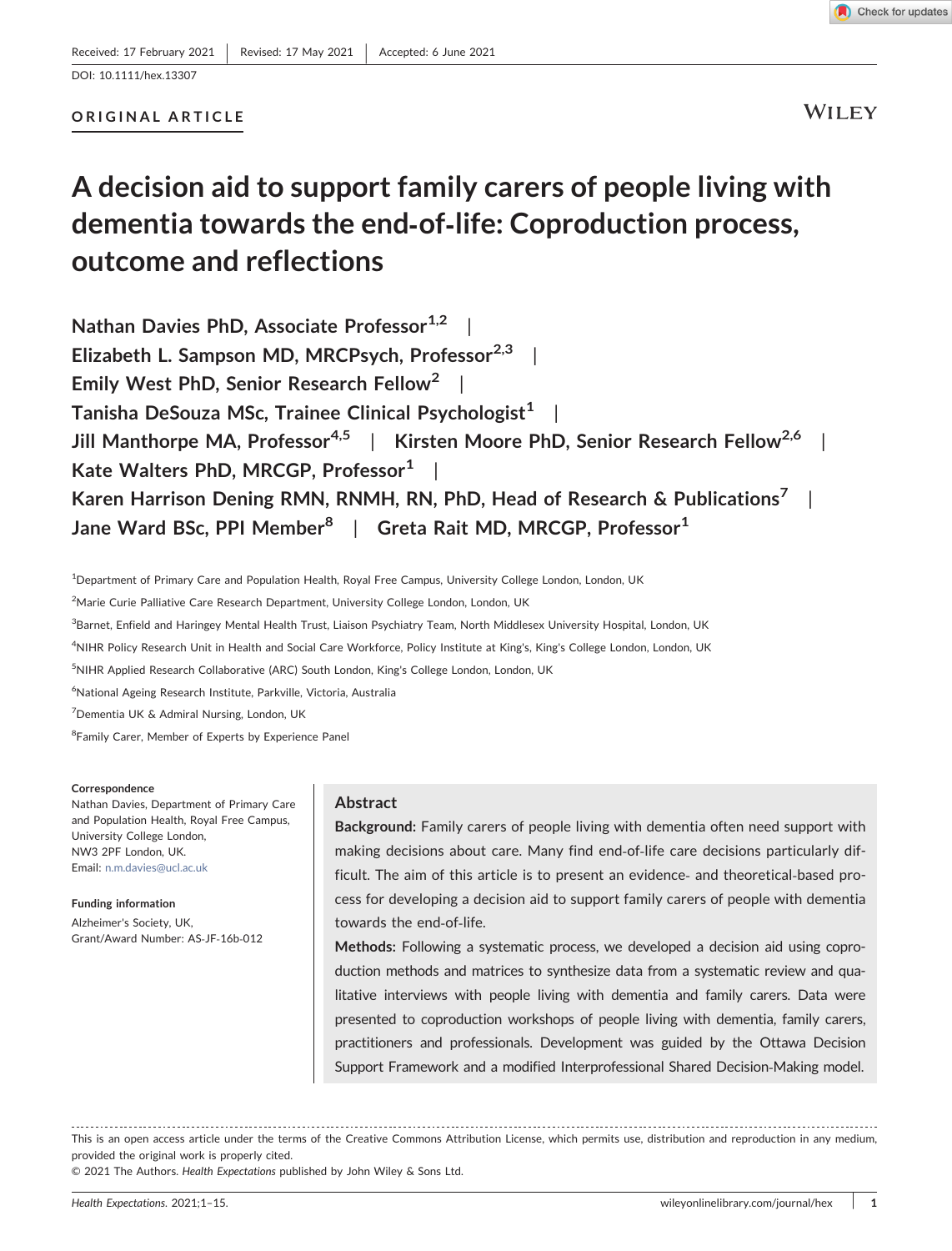Received: 17 February 2021 | Revised: 17 May 2021 | Accepted: 6 June 2021

DOI: 10.1111/hex.13307

**ORIGINAL ARTICLE**

# A decision aid to support family carers of people living with dementia towards the end-of-life: Coproduction process, outcome and reflections

**Nathan Davies PhD, Associate Professor**[1,2] | **Elizabeth L. Sampson MD, MRCPsych, Professor**[2,3] | **Emily West PhD, Senior Research Fellow**[2] | **Tanisha DeSouza MSc, Trainee Clinical Psychologist**[1] | **Jill Manthorpe MA, Professor**[4,5] | **Kirsten Moore PhD, Senior Research Fellow**[2,6] | **Kate Walters PhD, MRCGP, Professor**[1] | **Karen Harrison Dening RMN, RNMH, RN, PhD, Head of Research & Publications**[7] | **Jane Ward BSc, PPI Member**[8] | **Greta Rait MD, MRCGP, Professor**[1]

[1]Department of Primary Care and Population Health, Royal Free Campus, University College London, London, UK

[2]Marie Curie Palliative Care Research Department, University College London, London, UK

[3]Barnet, Enfield and Haringey Mental Health Trust, Liaison Psychiatry Team, North Middlesex University Hospital, London, UK

[4]NIHR Policy Research Unit in Health and Social Care Workforce, Policy Institute at King's, King's College London, London, UK

[5]NIHR Applied Research Collaborative (ARC) South London, King's College London, London, UK

[6]National Ageing Research Institute, Parkville, Victoria, Australia

[7]Dementia UK & Admiral Nursing, London, UK

[8]Family Carer, Member of Experts by Experience Panel

**Correspondence**
Nathan Davies, Department of Primary Care and Population Health, Royal Free Campus, University College London, NW3 2PF London, UK.
Email: n.m.davies@ucl.ac.uk

**Funding information**
Alzheimer's Society, UK, Grant/Award Number: AS-JF-16b-012

## Abstract

**Background:** Family carers of people living with dementia often need support with making decisions about care. Many find end-of-life care decisions particularly difficult. The aim of this article is to present an evidence- and theoretical-based process for developing a decision aid to support family carers of people with dementia towards the end-of-life.

**Methods:** Following a systematic process, we developed a decision aid using coproduction methods and matrices to synthesize data from a systematic review and qualitative interviews with people living with dementia and family carers. Data were presented to coproduction workshops of people living with dementia, family carers, practitioners and professionals. Development was guided by the Ottawa Decision Support Framework and a modified Interprofessional Shared Decision-Making model.

This is an open access article under the terms of the Creative Commons Attribution License, which permits use, distribution and reproduction in any medium, provided the original work is properly cited.
© 2021 The Authors. *Health Expectations* published by John Wiley & Sons Ltd.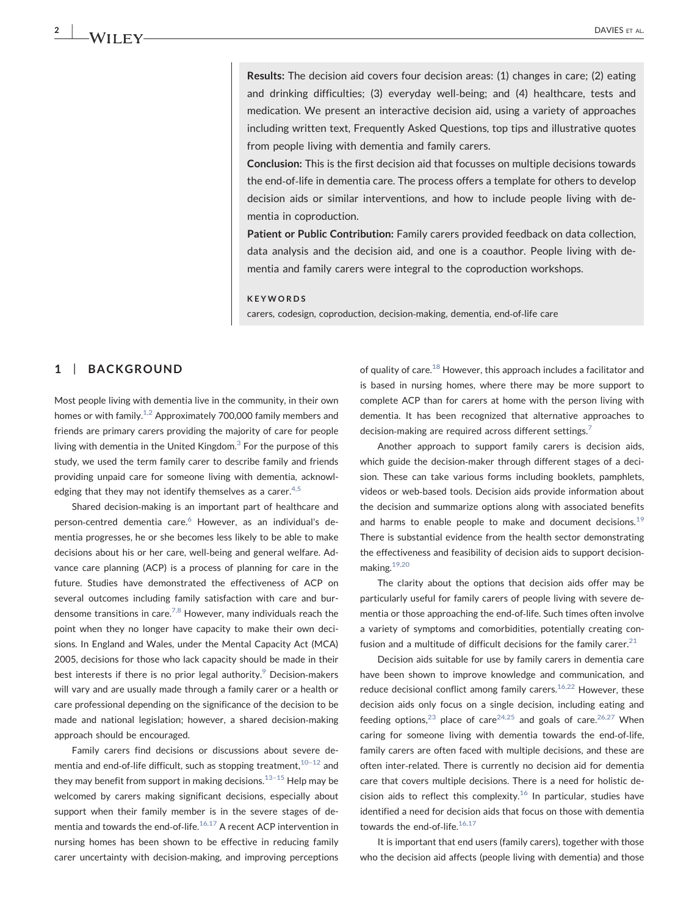**Results:** The decision aid covers four decision areas: (1) changes in care; (2) eating and drinking difficulties; (3) everyday well-being; and (4) healthcare, tests and medication. We present an interactive decision aid, using a variety of approaches including written text, Frequently Asked Questions, top tips and illustrative quotes from people living with dementia and family carers.

**Conclusion:** This is the first decision aid that focusses on multiple decisions towards the end-of-life in dementia care. The process offers a template for others to develop decision aids or similar interventions, and how to include people living with dementia in coproduction.

**Patient or Public Contribution:** Family carers provided feedback on data collection, data analysis and the decision aid, and one is a coauthor. People living with dementia and family carers were integral to the coproduction workshops.

**KEYWORDS**

carers, codesign, coproduction, decision-making, dementia, end-of-life care

## 1 | BACKGROUND

Most people living with dementia live in the community, in their own homes or with family.[1,2] Approximately 700,000 family members and friends are primary carers providing the majority of care for people living with dementia in the United Kingdom.[3] For the purpose of this study, we used the term family carer to describe family and friends providing unpaid care for someone living with dementia, acknowledging that they may not identify themselves as a carer.[4,5]

Shared decision-making is an important part of healthcare and person-centred dementia care.[6] However, as an individual's dementia progresses, he or she becomes less likely to be able to make decisions about his or her care, well-being and general welfare. Advance care planning (ACP) is a process of planning for care in the future. Studies have demonstrated the effectiveness of ACP on several outcomes including family satisfaction with care and burdensome transitions in care.[7,8] However, many individuals reach the point when they no longer have capacity to make their own decisions. In England and Wales, under the Mental Capacity Act (MCA) 2005, decisions for those who lack capacity should be made in their best interests if there is no prior legal authority.[9] Decision-makers will vary and are usually made through a family carer or a health or care professional depending on the significance of the decision to be made and national legislation; however, a shared decision-making approach should be encouraged.

Family carers find decisions or discussions about severe dementia and end-of-life difficult, such as stopping treatment,[10–12] and they may benefit from support in making decisions.[13–15] Help may be welcomed by carers making significant decisions, especially about support when their family member is in the severe stages of dementia and towards the end-of-life.[16,17] A recent ACP intervention in nursing homes has been shown to be effective in reducing family carer uncertainty with decision-making, and improving perceptions of quality of care.[18] However, this approach includes a facilitator and is based in nursing homes, where there may be more support to complete ACP than for carers at home with the person living with dementia. It has been recognized that alternative approaches to decision-making are required across different settings.[7]

Another approach to support family carers is decision aids, which guide the decision-maker through different stages of a decision. These can take various forms including booklets, pamphlets, videos or web-based tools. Decision aids provide information about the decision and summarize options along with associated benefits and harms to enable people to make and document decisions.[19] There is substantial evidence from the health sector demonstrating the effectiveness and feasibility of decision aids to support decision-making.[19,20]

The clarity about the options that decision aids offer may be particularly useful for family carers of people living with severe dementia or those approaching the end-of-life. Such times often involve a variety of symptoms and comorbidities, potentially creating confusion and a multitude of difficult decisions for the family carer.[21]

Decision aids suitable for use by family carers in dementia care have been shown to improve knowledge and communication, and reduce decisional conflict among family carers.[16,22] However, these decision aids only focus on a single decision, including eating and feeding options,[23] place of care[24,25] and goals of care.[26,27] When caring for someone living with dementia towards the end-of-life, family carers are often faced with multiple decisions, and these are often inter-related. There is currently no decision aid for dementia care that covers multiple decisions. There is a need for holistic decision aids to reflect this complexity.[16] In particular, studies have identified a need for decision aids that focus on those with dementia towards the end-of-life.[16,17]

It is important that end users (family carers), together with those who the decision aid affects (people living with dementia) and those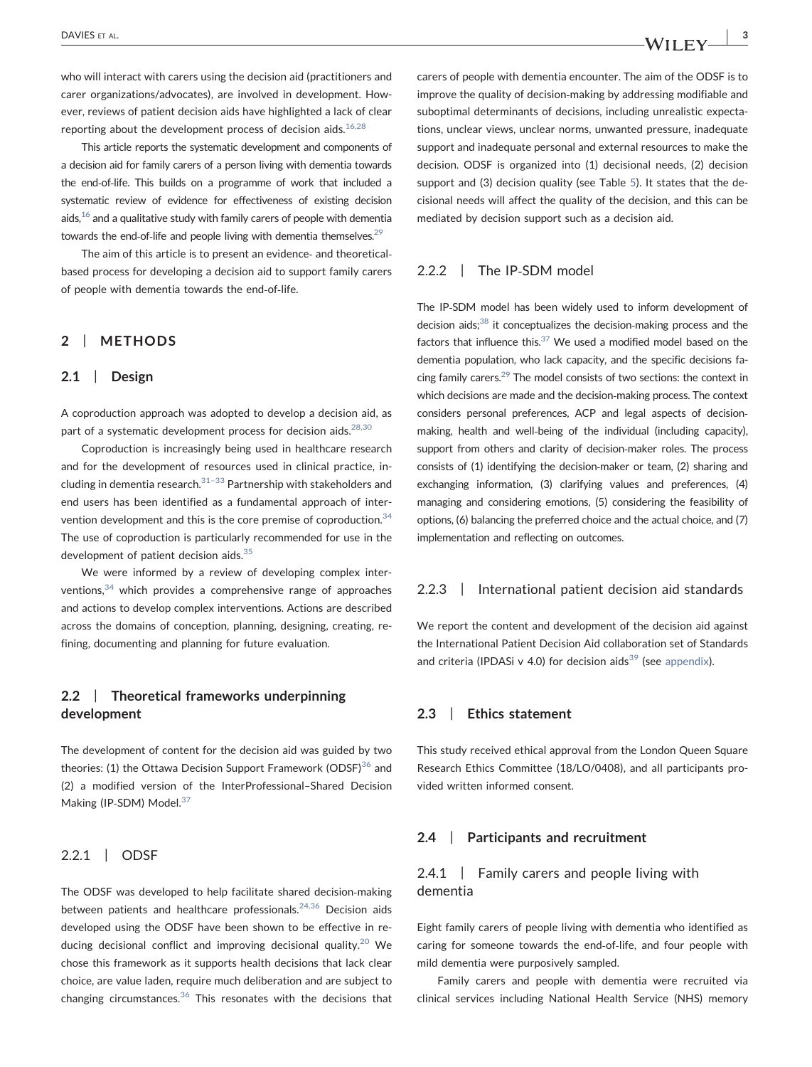who will interact with carers using the decision aid (practitioners and carer organizations/advocates), are involved in development. However, reviews of patient decision aids have highlighted a lack of clear reporting about the development process of decision aids.[16,28]

This article reports the systematic development and components of a decision aid for family carers of a person living with dementia towards the end-of-life. This builds on a programme of work that included a systematic review of evidence for effectiveness of existing decision aids,[16] and a qualitative study with family carers of people with dementia towards the end-of-life and people living with dementia themselves.[29]

The aim of this article is to present an evidence- and theoretical-based process for developing a decision aid to support family carers of people with dementia towards the end-of-life.

## 2 | METHODS

### 2.1 | Design

A coproduction approach was adopted to develop a decision aid, as part of a systematic development process for decision aids.[28,30]

Coproduction is increasingly being used in healthcare research and for the development of resources used in clinical practice, including in dementia research.[31–33] Partnership with stakeholders and end users has been identified as a fundamental approach of intervention development and this is the core premise of coproduction.[34] The use of coproduction is particularly recommended for use in the development of patient decision aids.[35]

We were informed by a review of developing complex interventions,[34] which provides a comprehensive range of approaches and actions to develop complex interventions. Actions are described across the domains of conception, planning, designing, creating, refining, documenting and planning for future evaluation.

### 2.2 | Theoretical frameworks underpinning development

The development of content for the decision aid was guided by two theories: (1) the Ottawa Decision Support Framework (ODSF)[36] and (2) a modified version of the InterProfessional–Shared Decision Making (IP-SDM) Model.[37]

#### 2.2.1 | ODSF

The ODSF was developed to help facilitate shared decision-making between patients and healthcare professionals.[24,36] Decision aids developed using the ODSF have been shown to be effective in reducing decisional conflict and improving decisional quality.[20] We chose this framework as it supports health decisions that lack clear choice, are value laden, require much deliberation and are subject to changing circumstances.[36] This resonates with the decisions that carers of people with dementia encounter. The aim of the ODSF is to improve the quality of decision-making by addressing modifiable and suboptimal determinants of decisions, including unrealistic expectations, unclear views, unclear norms, unwanted pressure, inadequate support and inadequate personal and external resources to make the decision. ODSF is organized into (1) decisional needs, (2) decision support and (3) decision quality (see Table 5). It states that the decisional needs will affect the quality of the decision, and this can be mediated by decision support such as a decision aid.

#### 2.2.2 | The IP-SDM model

The IP-SDM model has been widely used to inform development of decision aids;[38] it conceptualizes the decision-making process and the factors that influence this.[37] We used a modified model based on the dementia population, who lack capacity, and the specific decisions facing family carers.[29] The model consists of two sections: the context in which decisions are made and the decision-making process. The context considers personal preferences, ACP and legal aspects of decision-making, health and well-being of the individual (including capacity), support from others and clarity of decision-maker roles. The process consists of (1) identifying the decision-maker or team, (2) sharing and exchanging information, (3) clarifying values and preferences, (4) managing and considering emotions, (5) considering the feasibility of options, (6) balancing the preferred choice and the actual choice, and (7) implementation and reflecting on outcomes.

#### 2.2.3 | International patient decision aid standards

We report the content and development of the decision aid against the International Patient Decision Aid collaboration set of Standards and criteria (IPDASi v 4.0) for decision aids[39] (see appendix).

### 2.3 | Ethics statement

This study received ethical approval from the London Queen Square Research Ethics Committee (18/LO/0408), and all participants provided written informed consent.

### 2.4 | Participants and recruitment

#### 2.4.1 | Family carers and people living with dementia

Eight family carers of people living with dementia who identified as caring for someone towards the end-of-life, and four people with mild dementia were purposively sampled.

Family carers and people with dementia were recruited via clinical services including National Health Service (NHS) memory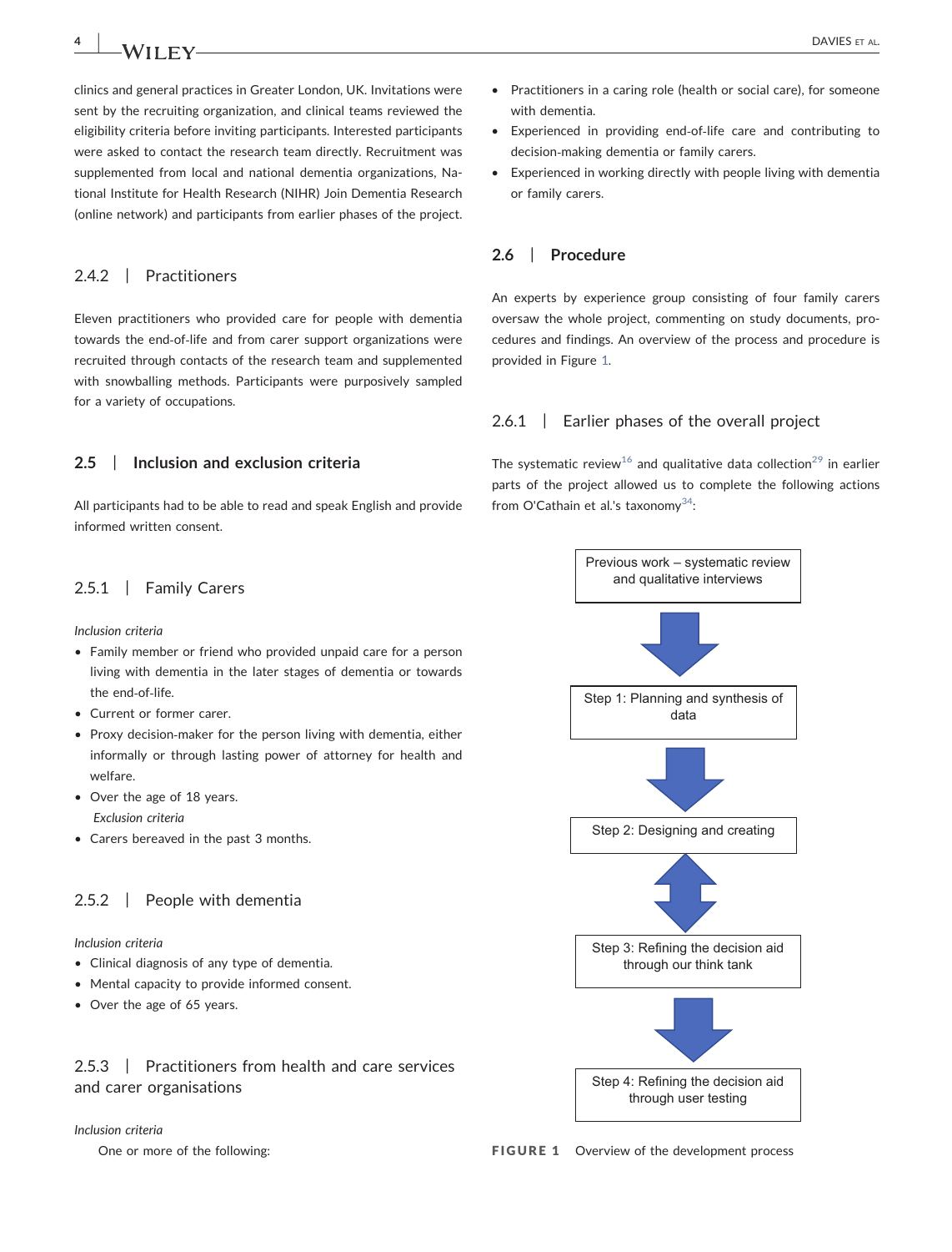clinics and general practices in Greater London, UK. Invitations were sent by the recruiting organization, and clinical teams reviewed the eligibility criteria before inviting participants. Interested participants were asked to contact the research team directly. Recruitment was supplemented from local and national dementia organizations, National Institute for Health Research (NIHR) Join Dementia Research (online network) and participants from earlier phases of the project.

### 2.4.2 | Practitioners

Eleven practitioners who provided care for people with dementia towards the end-of-life and from carer support organizations were recruited through contacts of the research team and supplemented with snowballing methods. Participants were purposively sampled for a variety of occupations.

## 2.5 | Inclusion and exclusion criteria

All participants had to be able to read and speak English and provide informed written consent.

### 2.5.1 | Family Carers

*Inclusion criteria*

- Family member or friend who provided unpaid care for a person living with dementia in the later stages of dementia or towards the end-of-life.
- Current or former carer.
- Proxy decision-maker for the person living with dementia, either informally or through lasting power of attorney for health and welfare.
- Over the age of 18 years.

*Exclusion criteria*

- Carers bereaved in the past 3 months.

### 2.5.2 | People with dementia

*Inclusion criteria*

- Clinical diagnosis of any type of dementia.
- Mental capacity to provide informed consent.
- Over the age of 65 years.

### 2.5.3 | Practitioners from health and care services and carer organisations

*Inclusion criteria*

One or more of the following:

- Practitioners in a caring role (health or social care), for someone with dementia.
- Experienced in providing end-of-life care and contributing to decision-making dementia or family carers.
- Experienced in working directly with people living with dementia or family carers.

## 2.6 | Procedure

An experts by experience group consisting of four family carers oversaw the whole project, commenting on study documents, procedures and findings. An overview of the process and procedure is provided in Figure 1.

### 2.6.1 | Earlier phases of the overall project

The systematic review[16] and qualitative data collection[29] in earlier parts of the project allowed us to complete the following actions from O'Cathain et al.'s taxonomy[34]:

Previous work – systematic review and qualitative interviews

Step 1: Planning and synthesis of data

Step 2: Designing and creating

Step 3: Refining the decision aid through our think tank

Step 4: Refining the decision aid through user testing

**FIGURE 1** Overview of the development process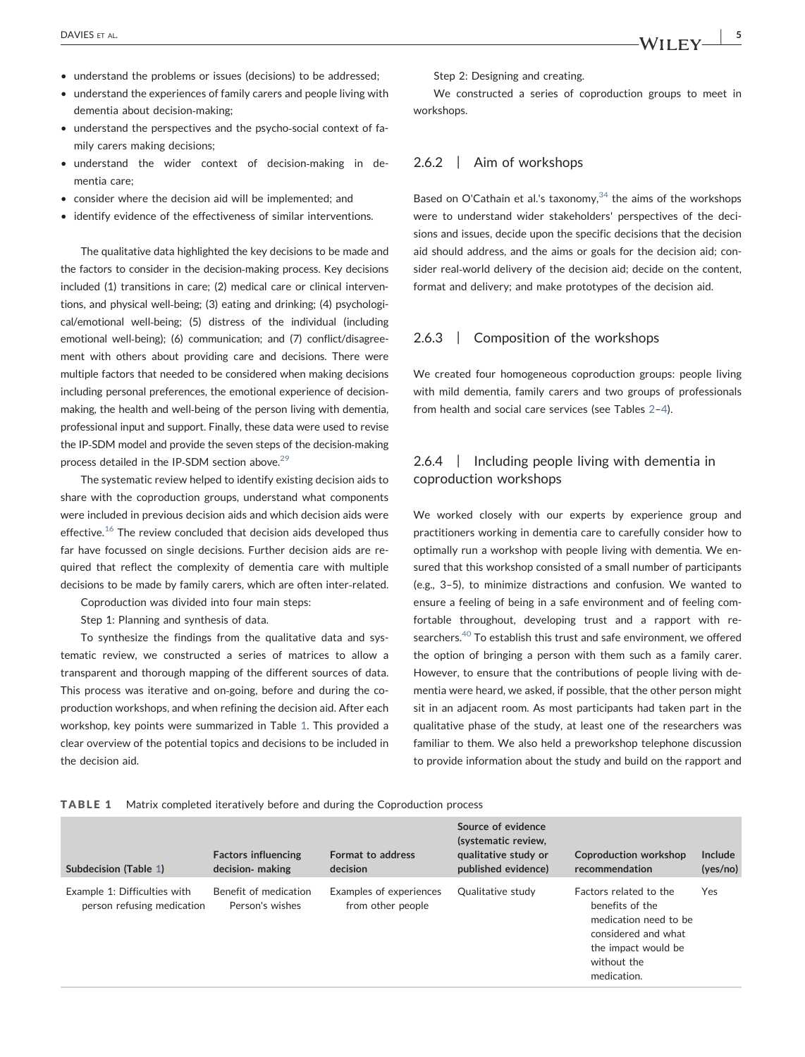- understand the problems or issues (decisions) to be addressed;
- understand the experiences of family carers and people living with dementia about decision-making;
- understand the perspectives and the psycho-social context of family carers making decisions;
- understand the wider context of decision-making in dementia care;
- consider where the decision aid will be implemented; and
- identify evidence of the effectiveness of similar interventions.

The qualitative data highlighted the key decisions to be made and the factors to consider in the decision-making process. Key decisions included (1) transitions in care; (2) medical care or clinical interventions, and physical well-being; (3) eating and drinking; (4) psychological/emotional well-being; (5) distress of the individual (including emotional well-being); (6) communication; and (7) conflict/disagreement with others about providing care and decisions. There were multiple factors that needed to be considered when making decisions including personal preferences, the emotional experience of decision-making, the health and well-being of the person living with dementia, professional input and support. Finally, these data were used to revise the IP-SDM model and provide the seven steps of the decision-making process detailed in the IP-SDM section above.[29]

The systematic review helped to identify existing decision aids to share with the coproduction groups, understand what components were included in previous decision aids and which decision aids were effective.[16] The review concluded that decision aids developed thus far have focussed on single decisions. Further decision aids are required that reflect the complexity of dementia care with multiple decisions to be made by family carers, which are often inter-related.

Coproduction was divided into four main steps:

Step 1: Planning and synthesis of data.

To synthesize the findings from the qualitative data and systematic review, we constructed a series of matrices to allow a transparent and thorough mapping of the different sources of data. This process was iterative and on-going, before and during the coproduction workshops, and when refining the decision aid. After each workshop, key points were summarized in Table 1. This provided a clear overview of the potential topics and decisions to be included in the decision aid.

Step 2: Designing and creating.

We constructed a series of coproduction groups to meet in workshops.

### 2.6.2 | Aim of workshops

Based on O'Cathain et al.'s taxonomy,[34] the aims of the workshops were to understand wider stakeholders' perspectives of the decisions and issues, decide upon the specific decisions that the decision aid should address, and the aims or goals for the decision aid; consider real-world delivery of the decision aid; decide on the content, format and delivery; and make prototypes of the decision aid.

### 2.6.3 | Composition of the workshops

We created four homogeneous coproduction groups: people living with mild dementia, family carers and two groups of professionals from health and social care services (see Tables 2–4).

### 2.6.4 | Including people living with dementia in coproduction workshops

We worked closely with our experts by experience group and practitioners working in dementia care to carefully consider how to optimally run a workshop with people living with dementia. We ensured that this workshop consisted of a small number of participants (e.g., 3–5), to minimize distractions and confusion. We wanted to ensure a feeling of being in a safe environment and of feeling comfortable throughout, developing trust and a rapport with researchers.[40] To establish this trust and safe environment, we offered the option of bringing a person with them such as a family carer. However, to ensure that the contributions of people living with dementia were heard, we asked, if possible, that the other person might sit in an adjacent room. As most participants had taken part in the qualitative phase of the study, at least one of the researchers was familiar to them. We also held a preworkshop telephone discussion to provide information about the study and build on the rapport and

**TABLE 1** Matrix completed iteratively before and during the Coproduction process

| Subdecision (Table 1) | Factors influencing decision- making | Format to address decision | Source of evidence (systematic review, qualitative study or published evidence) | Coproduction workshop recommendation | Include (yes/no) |
|---|---|---|---|---|---|
| Example 1: Difficulties with person refusing medication | Benefit of medication<br>Person's wishes | Examples of experiences from other people | Qualitative study | Factors related to the benefits of the medication need to be considered and what the impact would be without the medication. | Yes |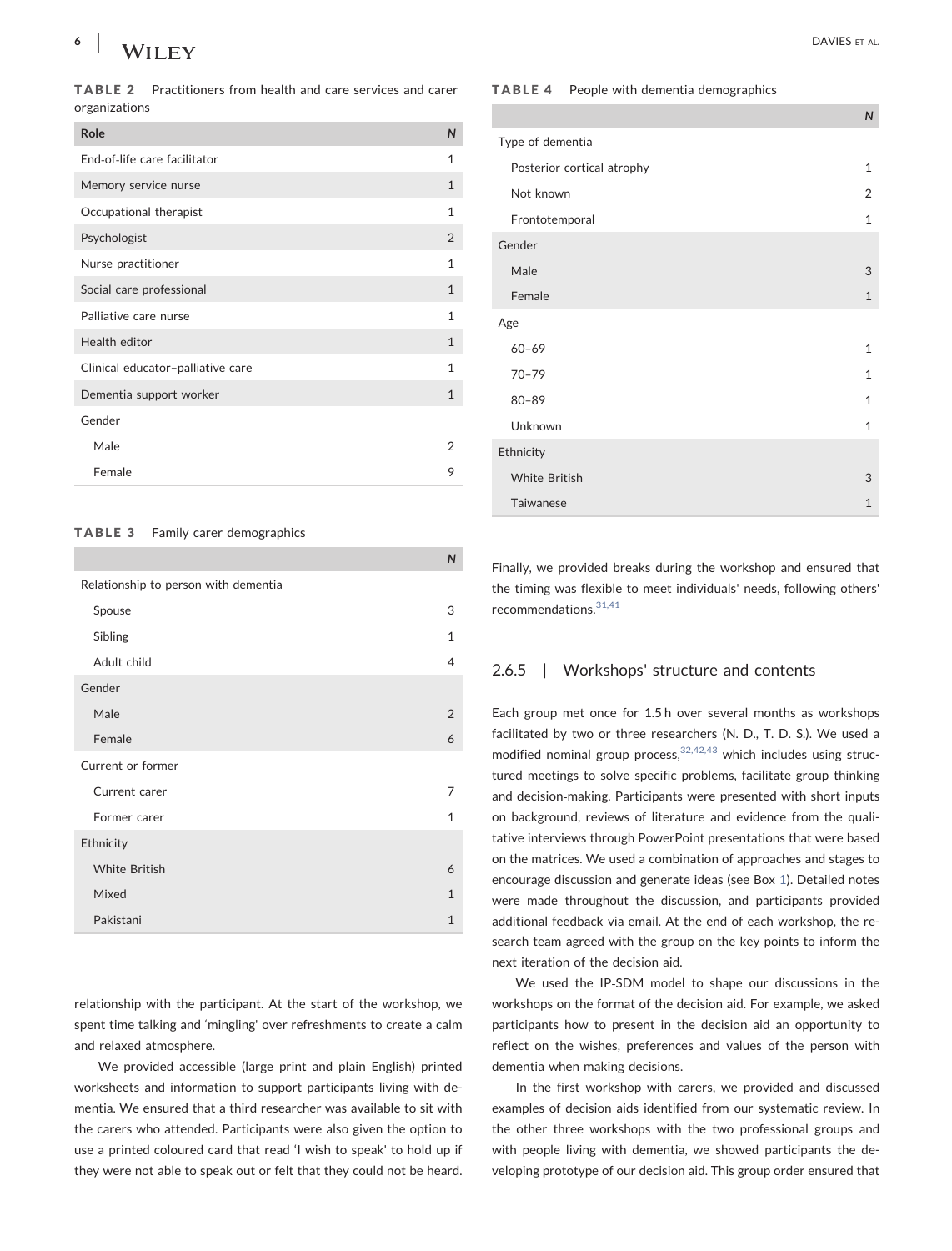**TABLE 2** Practitioners from health and care services and carer organizations

| Role | N |
|---|---|
| End-of-life care facilitator | 1 |
| Memory service nurse | 1 |
| Occupational therapist | 1 |
| Psychologist | 2 |
| Nurse practitioner | 1 |
| Social care professional | 1 |
| Palliative care nurse | 1 |
| Health editor | 1 |
| Clinical educator–palliative care | 1 |
| Dementia support worker | 1 |
| Gender | |
| Male | 2 |
| Female | 9 |

**TABLE 3** Family carer demographics

| | N |
|---|---|
| Relationship to person with dementia | |
| Spouse | 3 |
| Sibling | 1 |
| Adult child | 4 |
| Gender | |
| Male | 2 |
| Female | 6 |
| Current or former | |
| Current carer | 7 |
| Former carer | 1 |
| Ethnicity | |
| White British | 6 |
| Mixed | 1 |
| Pakistani | 1 |

relationship with the participant. At the start of the workshop, we spent time talking and 'mingling' over refreshments to create a calm and relaxed atmosphere.

We provided accessible (large print and plain English) printed worksheets and information to support participants living with dementia. We ensured that a third researcher was available to sit with the carers who attended. Participants were also given the option to use a printed coloured card that read 'I wish to speak' to hold up if they were not able to speak out or felt that they could not be heard.

**TABLE 4** People with dementia demographics

| | N |
|---|---|
| Type of dementia | |
| Posterior cortical atrophy | 1 |
| Not known | 2 |
| Frontotemporal | 1 |
| Gender | |
| Male | 3 |
| Female | 1 |
| Age | |
| 60–69 | 1 |
| 70–79 | 1 |
| 80–89 | 1 |
| Unknown | 1 |
| Ethnicity | |
| White British | 3 |
| Taiwanese | 1 |

Finally, we provided breaks during the workshop and ensured that the timing was flexible to meet individuals' needs, following others' recommendations.[31,41]

### 2.6.5 | Workshops' structure and contents

Each group met once for 1.5 h over several months as workshops facilitated by two or three researchers (N. D., T. D. S.). We used a modified nominal group process,[32,42,43] which includes using structured meetings to solve specific problems, facilitate group thinking and decision-making. Participants were presented with short inputs on background, reviews of literature and evidence from the qualitative interviews through PowerPoint presentations that were based on the matrices. We used a combination of approaches and stages to encourage discussion and generate ideas (see Box 1). Detailed notes were made throughout the discussion, and participants provided additional feedback via email. At the end of each workshop, the research team agreed with the group on the key points to inform the next iteration of the decision aid.

We used the IP-SDM model to shape our discussions in the workshops on the format of the decision aid. For example, we asked participants how to present in the decision aid an opportunity to reflect on the wishes, preferences and values of the person with dementia when making decisions.

In the first workshop with carers, we provided and discussed examples of decision aids identified from our systematic review. In the other three workshops with the two professional groups and with people living with dementia, we showed participants the developing prototype of our decision aid. This group order ensured that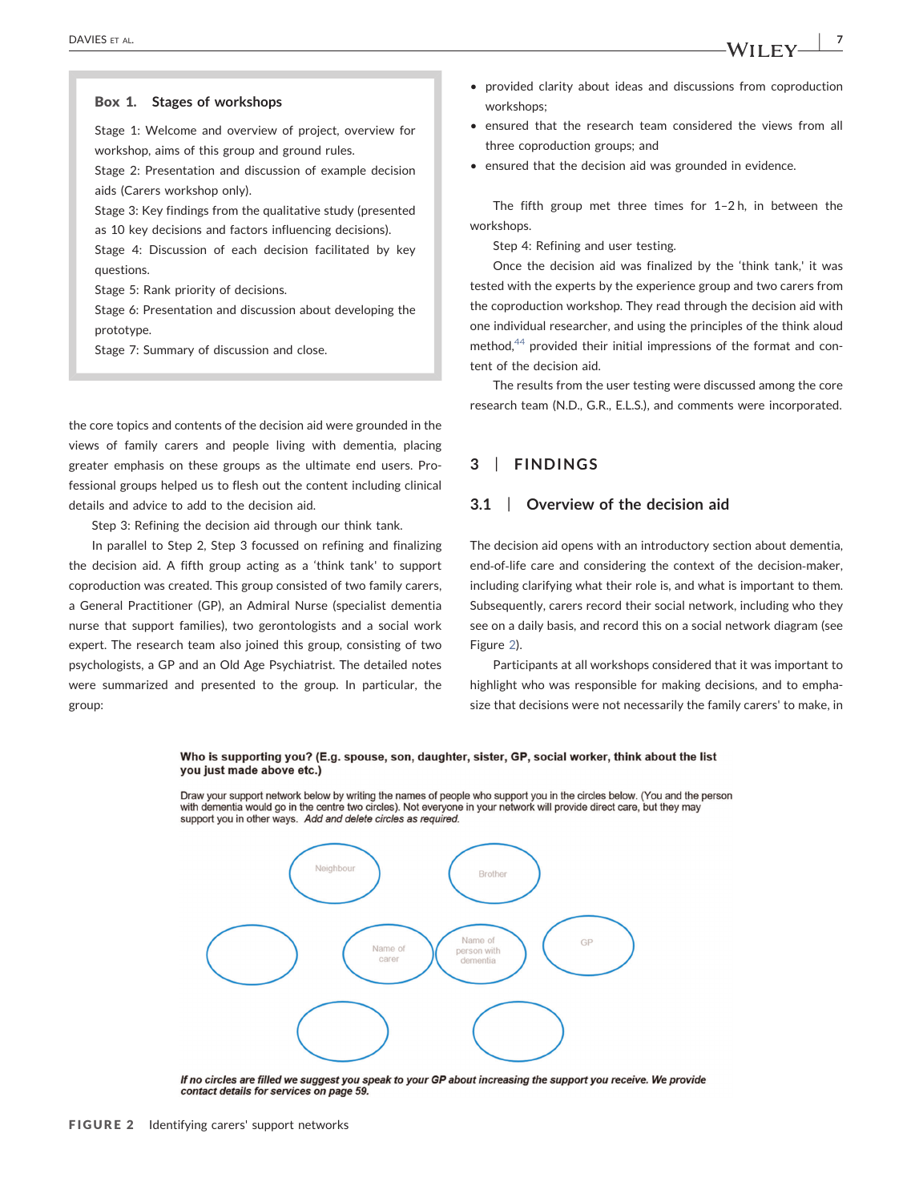> **Box 1. Stages of workshops**
>
> Stage 1: Welcome and overview of project, overview for workshop, aims of this group and ground rules.
> Stage 2: Presentation and discussion of example decision aids (Carers workshop only).
> Stage 3: Key findings from the qualitative study (presented as 10 key decisions and factors influencing decisions).
> Stage 4: Discussion of each decision facilitated by key questions.
> Stage 5: Rank priority of decisions.
> Stage 6: Presentation and discussion about developing the prototype.
> Stage 7: Summary of discussion and close.

the core topics and contents of the decision aid were grounded in the views of family carers and people living with dementia, placing greater emphasis on these groups as the ultimate end users. Professional groups helped us to flesh out the content including clinical details and advice to add to the decision aid.

Step 3: Refining the decision aid through our think tank.

In parallel to Step 2, Step 3 focussed on refining and finalizing the decision aid. A fifth group acting as a 'think tank' to support coproduction was created. This group consisted of two family carers, a General Practitioner (GP), an Admiral Nurse (specialist dementia nurse that support families), two gerontologists and a social work expert. The research team also joined this group, consisting of two psychologists, a GP and an Old Age Psychiatrist. The detailed notes were summarized and presented to the group. In particular, the group:

- provided clarity about ideas and discussions from coproduction workshops;
- ensured that the research team considered the views from all three coproduction groups; and
- ensured that the decision aid was grounded in evidence.

The fifth group met three times for 1–2 h, in between the workshops.

Step 4: Refining and user testing.

Once the decision aid was finalized by the 'think tank,' it was tested with the experts by the experience group and two carers from the coproduction workshop. They read through the decision aid with one individual researcher, and using the principles of the think aloud method,[44] provided their initial impressions of the format and content of the decision aid.

The results from the user testing were discussed among the core research team (N.D., G.R., E.L.S.), and comments were incorporated.

## 3 | FINDINGS

### 3.1 | Overview of the decision aid

The decision aid opens with an introductory section about dementia, end-of-life care and considering the context of the decision-maker, including clarifying what their role is, and what is important to them. Subsequently, carers record their social network, including who they see on a daily basis, and record this on a social network diagram (see Figure 2).

Participants at all workshops considered that it was important to highlight who was responsible for making decisions, and to emphasize that decisions were not necessarily the family carers' to make, in

**Who is supporting you? (E.g. spouse, son, daughter, sister, GP, social worker, think about the list you just made above etc.)**

Draw your support network below by writing the names of people who support you in the circles below. (You and the person with dementia would go in the centre two circles). Not everyone in your network will provide direct care, but they may support you in other ways. *Add and delete circles as required.*

Neighbour — Brother — Name of carer — Name of person with dementia — GP

***If no circles are filled we suggest you speak to your GP about increasing the support you receive. We provide contact details for services on page 59.***

**FIGURE 2** Identifying carers' support networks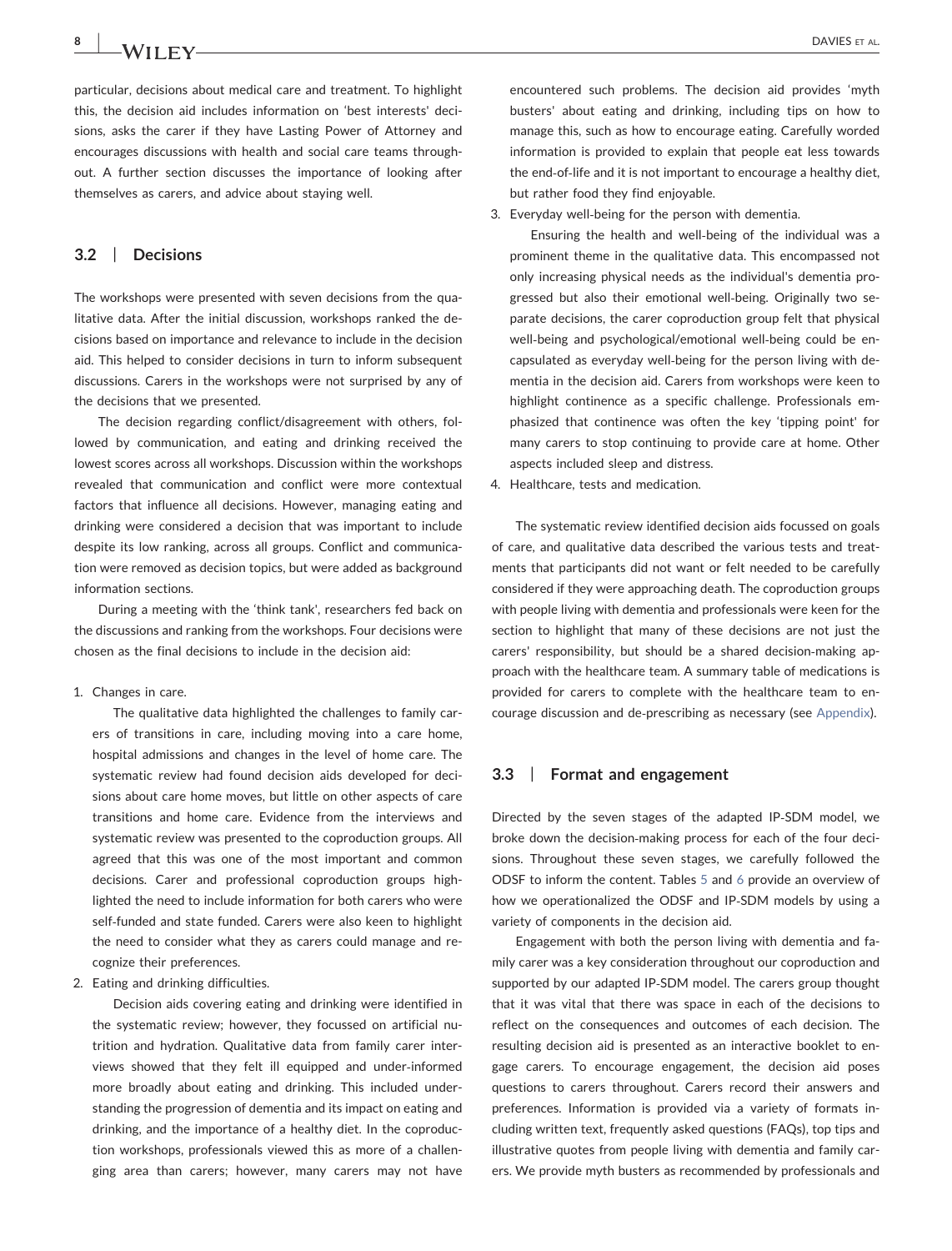particular, decisions about medical care and treatment. To highlight this, the decision aid includes information on 'best interests' decisions, asks the carer if they have Lasting Power of Attorney and encourages discussions with health and social care teams throughout. A further section discusses the importance of looking after themselves as carers, and advice about staying well.

### 3.2 | Decisions

The workshops were presented with seven decisions from the qualitative data. After the initial discussion, workshops ranked the decisions based on importance and relevance to include in the decision aid. This helped to consider decisions in turn to inform subsequent discussions. Carers in the workshops were not surprised by any of the decisions that we presented.

The decision regarding conflict/disagreement with others, followed by communication, and eating and drinking received the lowest scores across all workshops. Discussion within the workshops revealed that communication and conflict were more contextual factors that influence all decisions. However, managing eating and drinking were considered a decision that was important to include despite its low ranking, across all groups. Conflict and communication were removed as decision topics, but were added as background information sections.

During a meeting with the 'think tank', researchers fed back on the discussions and ranking from the workshops. Four decisions were chosen as the final decisions to include in the decision aid:

1. Changes in care.

   The qualitative data highlighted the challenges to family carers of transitions in care, including moving into a care home, hospital admissions and changes in the level of home care. The systematic review had found decision aids developed for decisions about care home moves, but little on other aspects of care transitions and home care. Evidence from the interviews and systematic review was presented to the coproduction groups. All agreed that this was one of the most important and common decisions. Carer and professional coproduction groups highlighted the need to include information for both carers who were self-funded and state funded. Carers were also keen to highlight the need to consider what they as carers could manage and recognize their preferences.

2. Eating and drinking difficulties.

   Decision aids covering eating and drinking were identified in the systematic review; however, they focussed on artificial nutrition and hydration. Qualitative data from family carer interviews showed that they felt ill equipped and under-informed more broadly about eating and drinking. This included understanding the progression of dementia and its impact on eating and drinking, and the importance of a healthy diet. In the coproduction workshops, professionals viewed this as more of a challenging area than carers; however, many carers may not have encountered such problems. The decision aid provides 'myth busters' about eating and drinking, including tips on how to manage this, such as how to encourage eating. Carefully worded information is provided to explain that people eat less towards the end-of-life and it is not important to encourage a healthy diet, but rather food they find enjoyable.

3. Everyday well-being for the person with dementia.

   Ensuring the health and well-being of the individual was a prominent theme in the qualitative data. This encompassed not only increasing physical needs as the individual's dementia progressed but also their emotional well-being. Originally two separate decisions, the carer coproduction group felt that physical well-being and psychological/emotional well-being could be encapsulated as everyday well-being for the person living with dementia in the decision aid. Carers from workshops were keen to highlight continence as a specific challenge. Professionals emphasized that continence was often the key 'tipping point' for many carers to stop continuing to provide care at home. Other aspects included sleep and distress.

4. Healthcare, tests and medication.

The systematic review identified decision aids focussed on goals of care, and qualitative data described the various tests and treatments that participants did not want or felt needed to be carefully considered if they were approaching death. The coproduction groups with people living with dementia and professionals were keen for the section to highlight that many of these decisions are not just the carers' responsibility, but should be a shared decision-making approach with the healthcare team. A summary table of medications is provided for carers to complete with the healthcare team to encourage discussion and de-prescribing as necessary (see Appendix).

### 3.3 | Format and engagement

Directed by the seven stages of the adapted IP-SDM model, we broke down the decision-making process for each of the four decisions. Throughout these seven stages, we carefully followed the ODSF to inform the content. Tables 5 and 6 provide an overview of how we operationalized the ODSF and IP-SDM models by using a variety of components in the decision aid.

Engagement with both the person living with dementia and family carer was a key consideration throughout our coproduction and supported by our adapted IP-SDM model. The carers group thought that it was vital that there was space in each of the decisions to reflect on the consequences and outcomes of each decision. The resulting decision aid is presented as an interactive booklet to engage carers. To encourage engagement, the decision aid poses questions to carers throughout. Carers record their answers and preferences. Information is provided via a variety of formats including written text, frequently asked questions (FAQs), top tips and illustrative quotes from people living with dementia and family carers. We provide myth busters as recommended by professionals and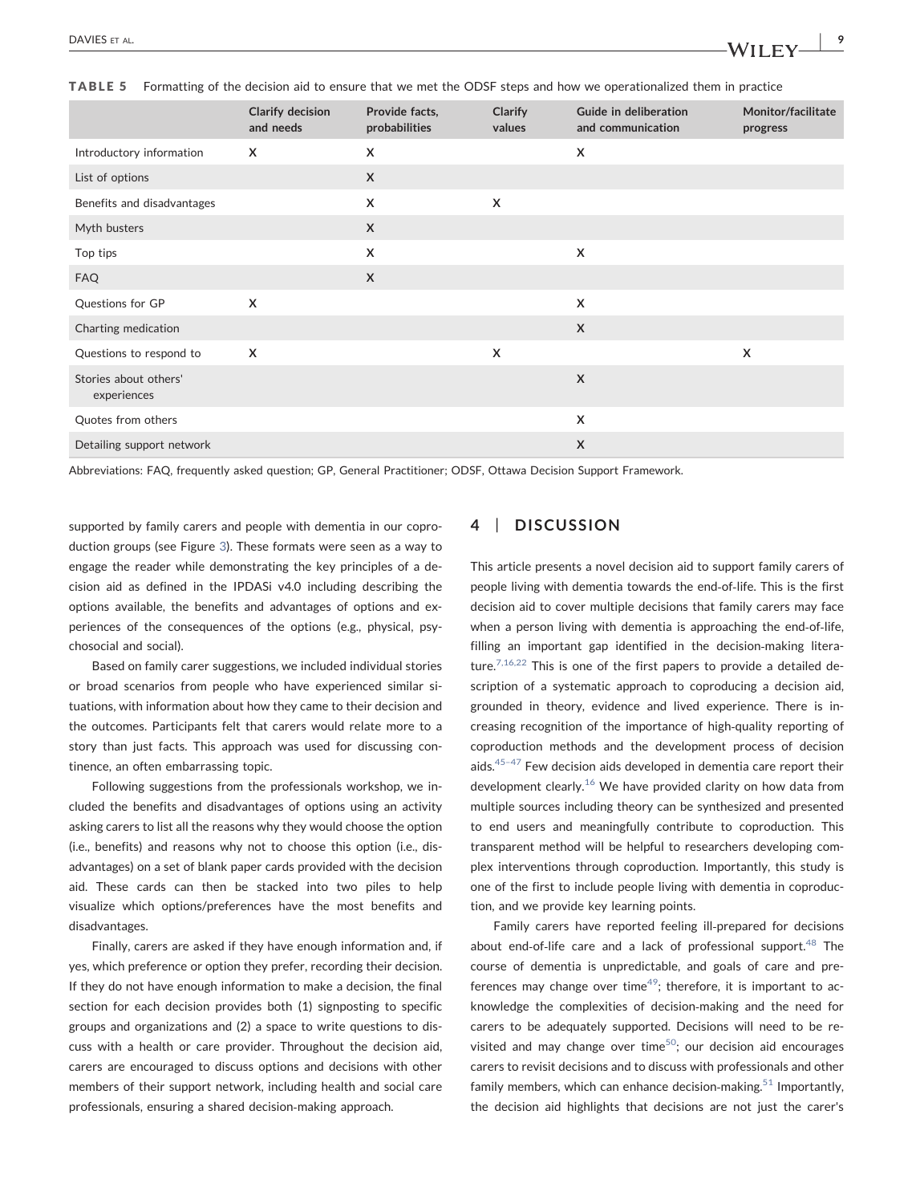**TABLE 5** Formatting of the decision aid to ensure that we met the ODSF steps and how we operationalized them in practice

| | Clarify decision and needs | Provide facts, probabilities | Clarify values | Guide in deliberation and communication | Monitor/facilitate progress |
|---|---|---|---|---|---|
| Introductory information | X | X | | X | |
| List of options | | X | | | |
| Benefits and disadvantages | | X | X | | |
| Myth busters | | X | | | |
| Top tips | | X | | X | |
| FAQ | | X | | | |
| Questions for GP | X | | | X | |
| Charting medication | | | | X | |
| Questions to respond to | X | | X | | X |
| Stories about others' experiences | | | | X | |
| Quotes from others | | | | X | |
| Detailing support network | | | | X | |

Abbreviations: FAQ, frequently asked question; GP, General Practitioner; ODSF, Ottawa Decision Support Framework.

supported by family carers and people with dementia in our coproduction groups (see Figure 3). These formats were seen as a way to engage the reader while demonstrating the key principles of a decision aid as defined in the IPDASi v4.0 including describing the options available, the benefits and advantages of options and experiences of the consequences of the options (e.g., physical, psychosocial and social).

Based on family carer suggestions, we included individual stories or broad scenarios from people who have experienced similar situations, with information about how they came to their decision and the outcomes. Participants felt that carers would relate more to a story than just facts. This approach was used for discussing continence, an often embarrassing topic.

Following suggestions from the professionals workshop, we included the benefits and disadvantages of options using an activity asking carers to list all the reasons why they would choose the option (i.e., benefits) and reasons why not to choose this option (i.e., disadvantages) on a set of blank paper cards provided with the decision aid. These cards can then be stacked into two piles to help visualize which options/preferences have the most benefits and disadvantages.

Finally, carers are asked if they have enough information and, if yes, which preference or option they prefer, recording their decision. If they do not have enough information to make a decision, the final section for each decision provides both (1) signposting to specific groups and organizations and (2) a space to write questions to discuss with a health or care provider. Throughout the decision aid, carers are encouraged to discuss options and decisions with other members of their support network, including health and social care professionals, ensuring a shared decision-making approach.

## 4 | DISCUSSION

This article presents a novel decision aid to support family carers of people living with dementia towards the end-of-life. This is the first decision aid to cover multiple decisions that family carers may face when a person living with dementia is approaching the end-of-life, filling an important gap identified in the decision-making literature.[7,16,22] This is one of the first papers to provide a detailed description of a systematic approach to coproducing a decision aid, grounded in theory, evidence and lived experience. There is increasing recognition of the importance of high-quality reporting of coproduction methods and the development process of decision aids.[45–47] Few decision aids developed in dementia care report their development clearly.[16] We have provided clarity on how data from multiple sources including theory can be synthesized and presented to end users and meaningfully contribute to coproduction. This transparent method will be helpful to researchers developing complex interventions through coproduction. Importantly, this study is one of the first to include people living with dementia in coproduction, and we provide key learning points.

Family carers have reported feeling ill-prepared for decisions about end-of-life care and a lack of professional support.[48] The course of dementia is unpredictable, and goals of care and preferences may change over time[49]; therefore, it is important to acknowledge the complexities of decision-making and the need for carers to be adequately supported. Decisions will need to be revisited and may change over time[50]; our decision aid encourages carers to revisit decisions and to discuss with professionals and other family members, which can enhance decision-making.[51] Importantly, the decision aid highlights that decisions are not just the carer's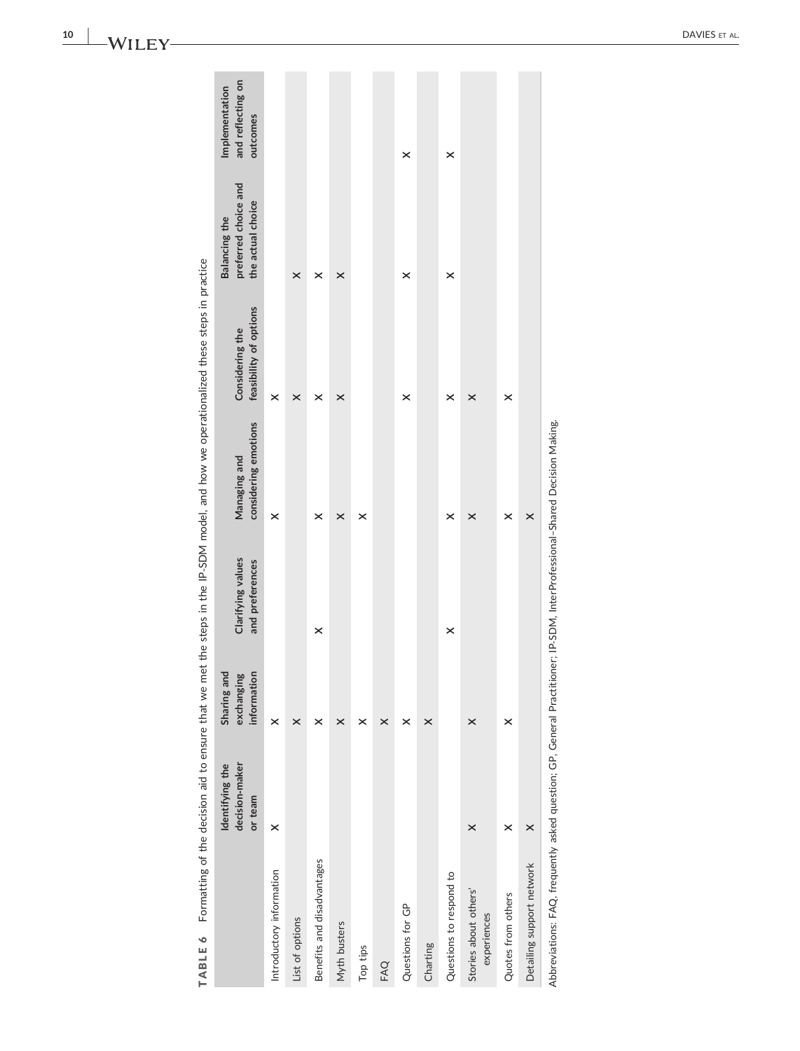**TABLE 6** Formatting of the decision aid to ensure that we met the steps in the IP-SDM model, and how we operationalized these steps in practice

| | Identifying the decision-maker or team | Sharing and exchanging information | Clarifying values and preferences | Managing and considering emotions | Considering the feasibility of options | Balancing the preferred choice and the actual choice | Implementation and reflecting on outcomes |
|---|---|---|---|---|---|---|---|
| Introductory information | × | × | | × | × | | |
| List of options | | × | | | × | × | |
| Benefits and disadvantages | | × | × | × | × | × | |
| Myth busters | | × | | × | × | × | |
| Top tips | | × | | × | | | |
| FAQ | | × | | | | | |
| Questions for GP | | × | | | × | × | × |
| Charting | | × | | | | | |
| Questions to respond to | | | × | × | × | × | × |
| Stories about others' experiences | × | × | | × | × | | |
| Quotes from others | × | × | | × | × | | |
| Detailing support network | × | | | × | | | |

Abbreviations: FAQ, frequently asked question; GP, General Practitioner; IP-SDM, InterProfessional–Shared Decision Making.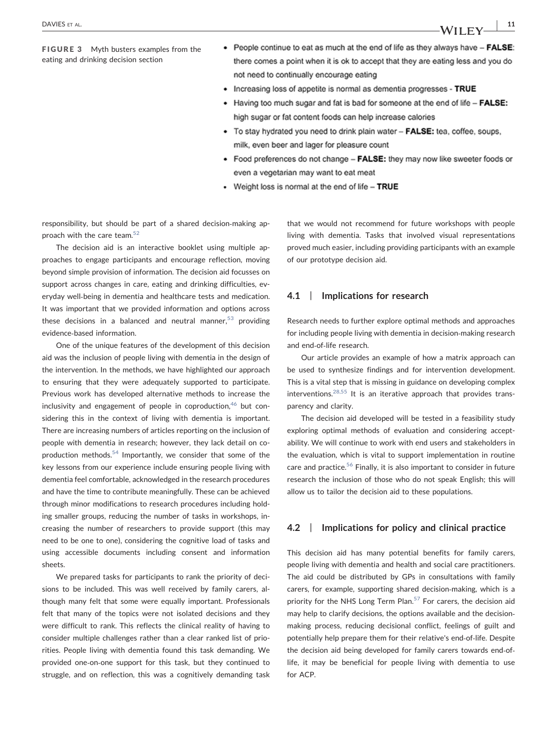**FIGURE 3** Myth busters examples from the eating and drinking decision section

- People continue to eat as much at the end of life as they always have – **FALSE**: there comes a point when it is ok to accept that they are eating less and you do not need to continually encourage eating
- Increasing loss of appetite is normal as dementia progresses - **TRUE**
- Having too much sugar and fat is bad for someone at the end of life – **FALSE:** high sugar or fat content foods can help increase calories
- To stay hydrated you need to drink plain water – **FALSE:** tea, coffee, soups, milk, even beer and lager for pleasure count
- Food preferences do not change – **FALSE:** they may now like sweeter foods or even a vegetarian may want to eat meat
- Weight loss is normal at the end of life – **TRUE**

responsibility, but should be part of a shared decision-making approach with the care team.[52]

The decision aid is an interactive booklet using multiple approaches to engage participants and encourage reflection, moving beyond simple provision of information. The decision aid focusses on support across changes in care, eating and drinking difficulties, everyday well-being in dementia and healthcare tests and medication. It was important that we provided information and options across these decisions in a balanced and neutral manner,[53] providing evidence-based information.

One of the unique features of the development of this decision aid was the inclusion of people living with dementia in the design of the intervention. In the methods, we have highlighted our approach to ensuring that they were adequately supported to participate. Previous work has developed alternative methods to increase the inclusivity and engagement of people in coproduction,[46] but considering this in the context of living with dementia is important. There are increasing numbers of articles reporting on the inclusion of people with dementia in research; however, they lack detail on coproduction methods.[54] Importantly, we consider that some of the key lessons from our experience include ensuring people living with dementia feel comfortable, acknowledged in the research procedures and have the time to contribute meaningfully. These can be achieved through minor modifications to research procedures including holding smaller groups, reducing the number of tasks in workshops, increasing the number of researchers to provide support (this may need to be one to one), considering the cognitive load of tasks and using accessible documents including consent and information sheets.

We prepared tasks for participants to rank the priority of decisions to be included. This was well received by family carers, although many felt that some were equally important. Professionals felt that many of the topics were not isolated decisions and they were difficult to rank. This reflects the clinical reality of having to consider multiple challenges rather than a clear ranked list of priorities. People living with dementia found this task demanding. We provided one-on-one support for this task, but they continued to struggle, and on reflection, this was a cognitively demanding task that we would not recommend for future workshops with people living with dementia. Tasks that involved visual representations proved much easier, including providing participants with an example of our prototype decision aid.

### 4.1 | Implications for research

Research needs to further explore optimal methods and approaches for including people living with dementia in decision-making research and end-of-life research.

Our article provides an example of how a matrix approach can be used to synthesize findings and for intervention development. This is a vital step that is missing in guidance on developing complex interventions.[28,55] It is an iterative approach that provides transparency and clarity.

The decision aid developed will be tested in a feasibility study exploring optimal methods of evaluation and considering acceptability. We will continue to work with end users and stakeholders in the evaluation, which is vital to support implementation in routine care and practice.[56] Finally, it is also important to consider in future research the inclusion of those who do not speak English; this will allow us to tailor the decision aid to these populations.

### 4.2 | Implications for policy and clinical practice

This decision aid has many potential benefits for family carers, people living with dementia and health and social care practitioners. The aid could be distributed by GPs in consultations with family carers, for example, supporting shared decision-making, which is a priority for the NHS Long Term Plan.[57] For carers, the decision aid may help to clarify decisions, the options available and the decision-making process, reducing decisional conflict, feelings of guilt and potentially help prepare them for their relative's end-of-life. Despite the decision aid being developed for family carers towards end-of-life, it may be beneficial for people living with dementia to use for ACP.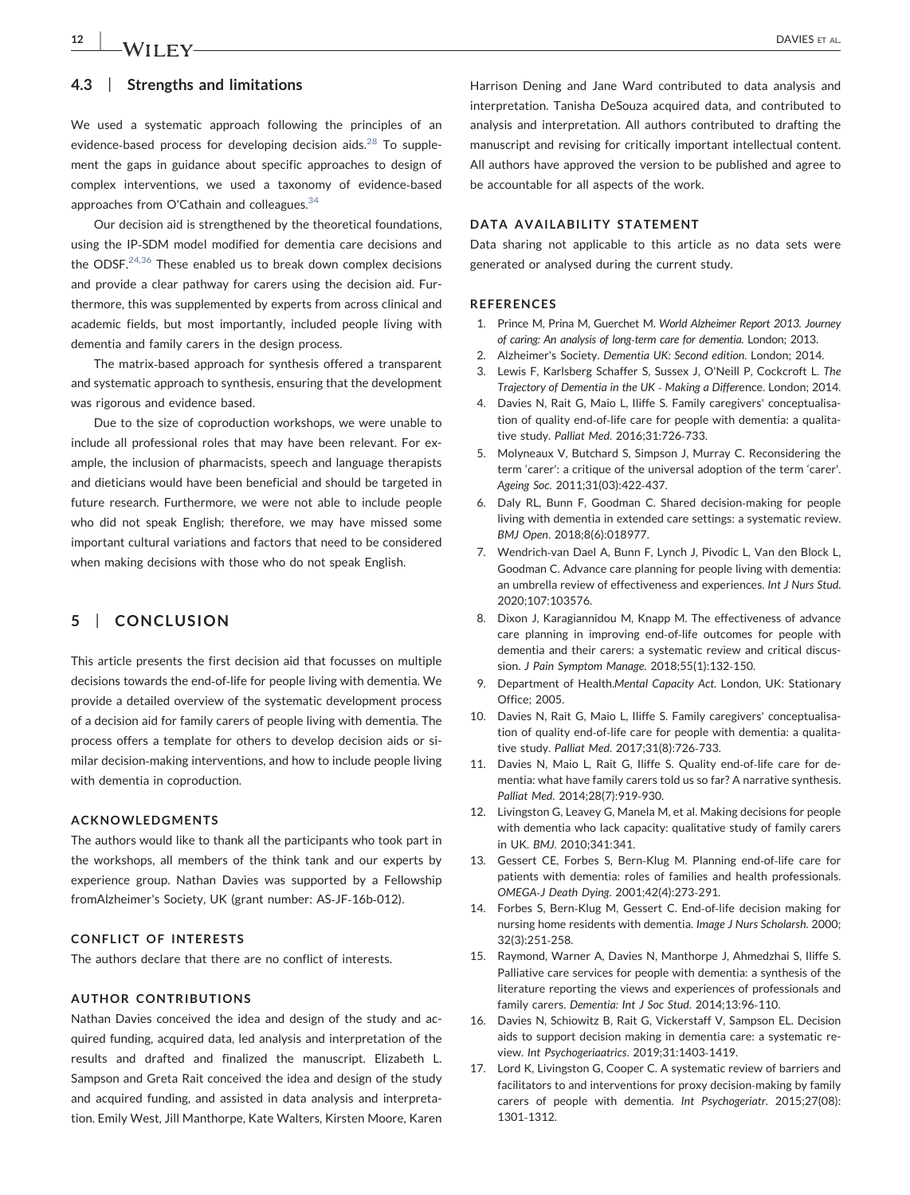### 4.3 | Strengths and limitations

We used a systematic approach following the principles of an evidence-based process for developing decision aids.[28] To supplement the gaps in guidance about specific approaches to design of complex interventions, we used a taxonomy of evidence-based approaches from O'Cathain and colleagues.[34]

Our decision aid is strengthened by the theoretical foundations, using the IP-SDM model modified for dementia care decisions and the ODSF.[24,36] These enabled us to break down complex decisions and provide a clear pathway for carers using the decision aid. Furthermore, this was supplemented by experts from across clinical and academic fields, but most importantly, included people living with dementia and family carers in the design process.

The matrix-based approach for synthesis offered a transparent and systematic approach to synthesis, ensuring that the development was rigorous and evidence based.

Due to the size of coproduction workshops, we were unable to include all professional roles that may have been relevant. For example, the inclusion of pharmacists, speech and language therapists and dieticians would have been beneficial and should be targeted in future research. Furthermore, we were not able to include people who did not speak English; therefore, we may have missed some important cultural variations and factors that need to be considered when making decisions with those who do not speak English.

## 5 | CONCLUSION

This article presents the first decision aid that focusses on multiple decisions towards the end-of-life for people living with dementia. We provide a detailed overview of the systematic development process of a decision aid for family carers of people living with dementia. The process offers a template for others to develop decision aids or similar decision-making interventions, and how to include people living with dementia in coproduction.

### ACKNOWLEDGMENTS

The authors would like to thank all the participants who took part in the workshops, all members of the think tank and our experts by experience group. Nathan Davies was supported by a Fellowship fromAlzheimer's Society, UK (grant number: AS-JF-16b-012).

### CONFLICT OF INTERESTS

The authors declare that there are no conflict of interests.

### AUTHOR CONTRIBUTIONS

Nathan Davies conceived the idea and design of the study and acquired funding, acquired data, led analysis and interpretation of the results and drafted and finalized the manuscript. Elizabeth L. Sampson and Greta Rait conceived the idea and design of the study and acquired funding, and assisted in data analysis and interpretation. Emily West, Jill Manthorpe, Kate Walters, Kirsten Moore, Karen Harrison Dening and Jane Ward contributed to data analysis and interpretation. Tanisha DeSouza acquired data, and contributed to analysis and interpretation. All authors contributed to drafting the manuscript and revising for critically important intellectual content. All authors have approved the version to be published and agree to be accountable for all aspects of the work.

### DATA AVAILABILITY STATEMENT

Data sharing not applicable to this article as no data sets were generated or analysed during the current study.

### REFERENCES

1. Prince M, Prina M, Guerchet M. *World Alzheimer Report 2013. Journey of caring: An analysis of long-term care for dementia*. London; 2013.
2. Alzheimer's Society. *Dementia UK: Second edition*. London; 2014.
3. Lewis F, Karlsberg Schaffer S, Sussex J, O'Neill P, Cockcroft L. *The Trajectory of Dementia in the UK - Making a Difference*. London; 2014.
4. Davies N, Rait G, Maio L, Iliffe S. Family caregivers' conceptualisation of quality end-of-life care for people with dementia: a qualitative study. *Palliat Med*. 2016;31:726-733.
5. Molyneaux V, Butchard S, Simpson J, Murray C. Reconsidering the term 'carer': a critique of the universal adoption of the term 'carer'. *Ageing Soc*. 2011;31(03):422-437.
6. Daly RL, Bunn F, Goodman C. Shared decision-making for people living with dementia in extended care settings: a systematic review. *BMJ Open*. 2018;8(6):018977.
7. Wendrich-van Dael A, Bunn F, Lynch J, Pivodic L, Van den Block L, Goodman C. Advance care planning for people living with dementia: an umbrella review of effectiveness and experiences. *Int J Nurs Stud*. 2020;107:103576.
8. Dixon J, Karagiannidou M, Knapp M. The effectiveness of advance care planning in improving end-of-life outcomes for people with dementia and their carers: a systematic review and critical discussion. *J Pain Symptom Manage*. 2018;55(1):132-150.
9. Department of Health.*Mental Capacity Act*. London, UK: Stationary Office; 2005.
10. Davies N, Rait G, Maio L, Iliffe S. Family caregivers' conceptualisation of quality end-of-life care for people with dementia: a qualitative study. *Palliat Med*. 2017;31(8):726-733.
11. Davies N, Maio L, Rait G, Iliffe S. Quality end-of-life care for dementia: what have family carers told us so far? A narrative synthesis. *Palliat Med*. 2014;28(7):919-930.
12. Livingston G, Leavey G, Manela M, et al. Making decisions for people with dementia who lack capacity: qualitative study of family carers in UK. *BMJ*. 2010;341:341.
13. Gessert CE, Forbes S, Bern-Klug M. Planning end-of-life care for patients with dementia: roles of families and health professionals. *OMEGA-J Death Dying*. 2001;42(4):273-291.
14. Forbes S, Bern-Klug M, Gessert C. End-of-life decision making for nursing home residents with dementia. *Image J Nurs Scholarsh*. 2000;32(3):251-258.
15. Raymond, Warner A, Davies N, Manthorpe J, Ahmedzhai S, Iliffe S. Palliative care services for people with dementia: a synthesis of the literature reporting the views and experiences of professionals and family carers. *Dementia: Int J Soc Stud*. 2014;13:96-110.
16. Davies N, Schiowitz B, Rait G, Vickerstaff V, Sampson EL. Decision aids to support decision making in dementia care: a systematic review. *Int Psychogeriaatrics*. 2019;31:1403-1419.
17. Lord K, Livingston G, Cooper C. A systematic review of barriers and facilitators to and interventions for proxy decision-making by family carers of people with dementia. *Int Psychogeriatr*. 2015;27(08):1301-1312.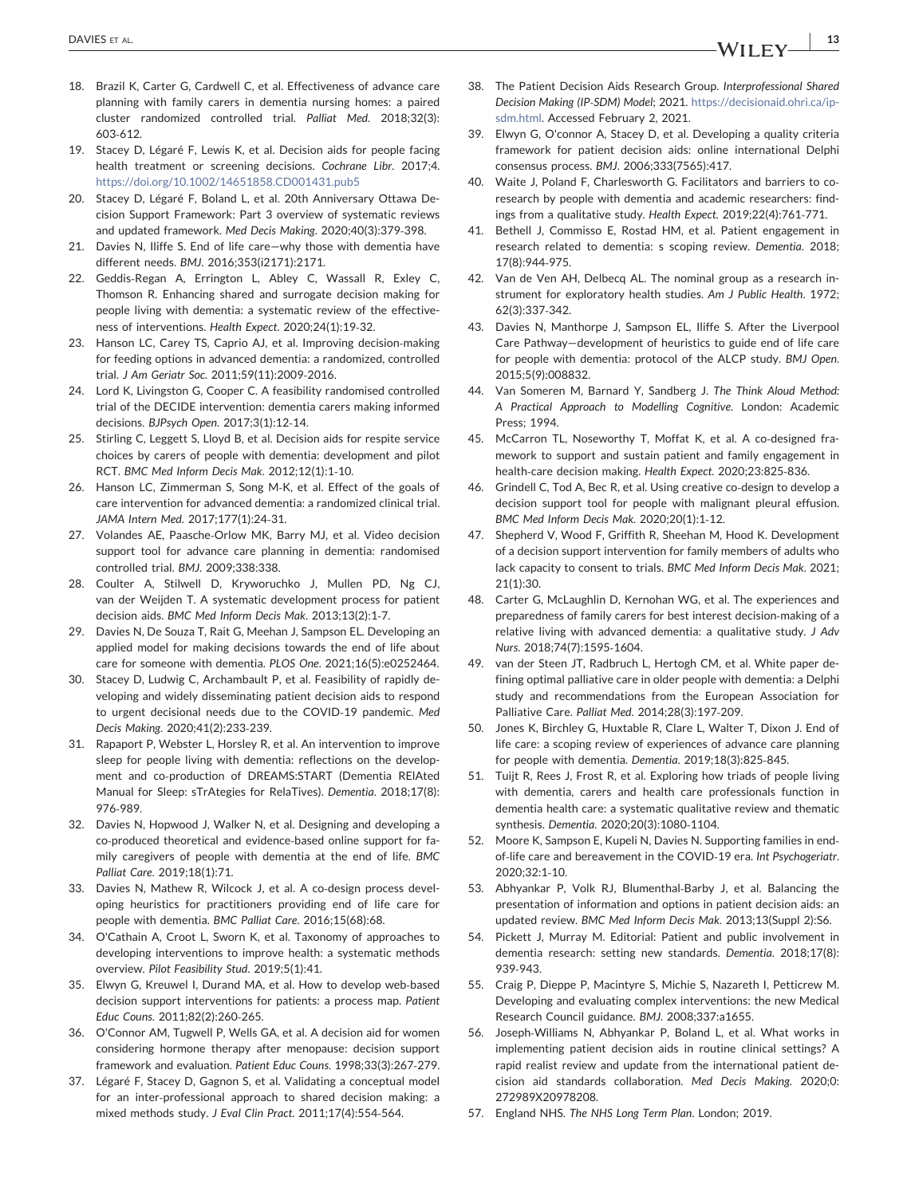18. Brazil K, Carter G, Cardwell C, et al. Effectiveness of advance care planning with family carers in dementia nursing homes: a paired cluster randomized controlled trial. *Palliat Med*. 2018;32(3):603-612.
19. Stacey D, Légaré F, Lewis K, et al. Decision aids for people facing health treatment or screening decisions. *Cochrane Libr*. 2017;4. https://doi.org/10.1002/14651858.CD001431.pub5
20. Stacey D, Légaré F, Boland L, et al. 20th Anniversary Ottawa Decision Support Framework: Part 3 overview of systematic reviews and updated framework. *Med Decis Making*. 2020;40(3):379-398.
21. Davies N, Iliffe S. End of life care—why those with dementia have different needs. *BMJ*. 2016;353(i2171):2171.
22. Geddis-Regan A, Errington L, Abley C, Wassall R, Exley C, Thomson R. Enhancing shared and surrogate decision making for people living with dementia: a systematic review of the effectiveness of interventions. *Health Expect*. 2020;24(1):19-32.
23. Hanson LC, Carey TS, Caprio AJ, et al. Improving decision-making for feeding options in advanced dementia: a randomized, controlled trial. *J Am Geriatr Soc*. 2011;59(11):2009-2016.
24. Lord K, Livingston G, Cooper C. A feasibility randomised controlled trial of the DECIDE intervention: dementia carers making informed decisions. *BJPsych Open*. 2017;3(1):12-14.
25. Stirling C, Leggett S, Lloyd B, et al. Decision aids for respite service choices by carers of people with dementia: development and pilot RCT. *BMC Med Inform Decis Mak*. 2012;12(1):1-10.
26. Hanson LC, Zimmerman S, Song M-K, et al. Effect of the goals of care intervention for advanced dementia: a randomized clinical trial. *JAMA Intern Med*. 2017;177(1):24-31.
27. Volandes AE, Paasche-Orlow MK, Barry MJ, et al. Video decision support tool for advance care planning in dementia: randomised controlled trial. *BMJ*. 2009;338:338.
28. Coulter A, Stilwell D, Kryworuchko J, Mullen PD, Ng CJ, van der Weijden T. A systematic development process for patient decision aids. *BMC Med Inform Decis Mak*. 2013;13(2):1-7.
29. Davies N, De Souza T, Rait G, Meehan J, Sampson EL. Developing an applied model for making decisions towards the end of life about care for someone with dementia. *PLOS One*. 2021;16(5):e0252464.
30. Stacey D, Ludwig C, Archambault P, et al. Feasibility of rapidly developing and widely disseminating patient decision aids to respond to urgent decisional needs due to the COVID-19 pandemic. *Med Decis Making*. 2020;41(2):233-239.
31. Rapaport P, Webster L, Horsley R, et al. An intervention to improve sleep for people living with dementia: reflections on the development and co-production of DREAMS:START (Dementia RElAted Manual for Sleep: sTrAtegies for RelaTives). *Dementia*. 2018;17(8):976-989.
32. Davies N, Hopwood J, Walker N, et al. Designing and developing a co-produced theoretical and evidence-based online support for family caregivers of people with dementia at the end of life. *BMC Palliat Care*. 2019;18(1):71.
33. Davies N, Mathew R, Wilcock J, et al. A co-design process developing heuristics for practitioners providing end of life care for people with dementia. *BMC Palliat Care*. 2016;15(68):68.
34. O'Cathain A, Croot L, Sworn K, et al. Taxonomy of approaches to developing interventions to improve health: a systematic methods overview. *Pilot Feasibility Stud*. 2019;5(1):41.
35. Elwyn G, Kreuwel I, Durand MA, et al. How to develop web-based decision support interventions for patients: a process map. *Patient Educ Couns*. 2011;82(2):260-265.
36. O'Connor AM, Tugwell P, Wells GA, et al. A decision aid for women considering hormone therapy after menopause: decision support framework and evaluation. *Patient Educ Couns*. 1998;33(3):267-279.
37. Légaré F, Stacey D, Gagnon S, et al. Validating a conceptual model for an inter-professional approach to shared decision making: a mixed methods study. *J Eval Clin Pract*. 2011;17(4):554-564.
38. The Patient Decision Aids Research Group. *Interprofessional Shared Decision Making (IP-SDM) Model*; 2021. https://decisionaid.ohri.ca/ip-sdm.html. Accessed February 2, 2021.
39. Elwyn G, O'connor A, Stacey D, et al. Developing a quality criteria framework for patient decision aids: online international Delphi consensus process. *BMJ*. 2006;333(7565):417.
40. Waite J, Poland F, Charlesworth G. Facilitators and barriers to co-research by people with dementia and academic researchers: findings from a qualitative study. *Health Expect*. 2019;22(4):761-771.
41. Bethell J, Commisso E, Rostad HM, et al. Patient engagement in research related to dementia: s scoping review. *Dementia*. 2018;17(8):944-975.
42. Van de Ven AH, Delbecq AL. The nominal group as a research instrument for exploratory health studies. *Am J Public Health*. 1972;62(3):337-342.
43. Davies N, Manthorpe J, Sampson EL, Iliffe S. After the Liverpool Care Pathway—development of heuristics to guide end of life care for people with dementia: protocol of the ALCP study. *BMJ Open*. 2015;5(9):008832.
44. Van Someren M, Barnard Y, Sandberg J. *The Think Aloud Method: A Practical Approach to Modelling Cognitive*. London: Academic Press; 1994.
45. McCarron TL, Noseworthy T, Moffat K, et al. A co-designed framework to support and sustain patient and family engagement in health-care decision making. *Health Expect*. 2020;23:825-836.
46. Grindell C, Tod A, Bec R, et al. Using creative co-design to develop a decision support tool for people with malignant pleural effusion. *BMC Med Inform Decis Mak*. 2020;20(1):1-12.
47. Shepherd V, Wood F, Griffith R, Sheehan M, Hood K. Development of a decision support intervention for family members of adults who lack capacity to consent to trials. *BMC Med Inform Decis Mak*. 2021;21(1):30.
48. Carter G, McLaughlin D, Kernohan WG, et al. The experiences and preparedness of family carers for best interest decision-making of a relative living with advanced dementia: a qualitative study. *J Adv Nurs*. 2018;74(7):1595-1604.
49. van der Steen JT, Radbruch L, Hertogh CM, et al. White paper defining optimal palliative care in older people with dementia: a Delphi study and recommendations from the European Association for Palliative Care. *Palliat Med*. 2014;28(3):197-209.
50. Jones K, Birchley G, Huxtable R, Clare L, Walter T, Dixon J. End of life care: a scoping review of experiences of advance care planning for people with dementia. *Dementia*. 2019;18(3):825-845.
51. Tuijt R, Rees J, Frost R, et al. Exploring how triads of people living with dementia, carers and health care professionals function in dementia health care: a systematic qualitative review and thematic synthesis. *Dementia*. 2020;20(3):1080-1104.
52. Moore K, Sampson E, Kupeli N, Davies N. Supporting families in end-of-life care and bereavement in the COVID-19 era. *Int Psychogeriatr*. 2020;32:1-10.
53. Abhyankar P, Volk RJ, Blumenthal-Barby J, et al. Balancing the presentation of information and options in patient decision aids: an updated review. *BMC Med Inform Decis Mak*. 2013;13(Suppl 2):S6.
54. Pickett J, Murray M. Editorial: Patient and public involvement in dementia research: setting new standards. *Dementia*. 2018;17(8):939-943.
55. Craig P, Dieppe P, Macintyre S, Michie S, Nazareth I, Petticrew M. Developing and evaluating complex interventions: the new Medical Research Council guidance. *BMJ*. 2008;337:a1655.
56. Joseph-Williams N, Abhyankar P, Boland L, et al. What works in implementing patient decision aids in routine clinical settings? A rapid realist review and update from the international patient decision aid standards collaboration. *Med Decis Making*. 2020;0:272989X20978208.
57. England NHS. *The NHS Long Term Plan*. London; 2019.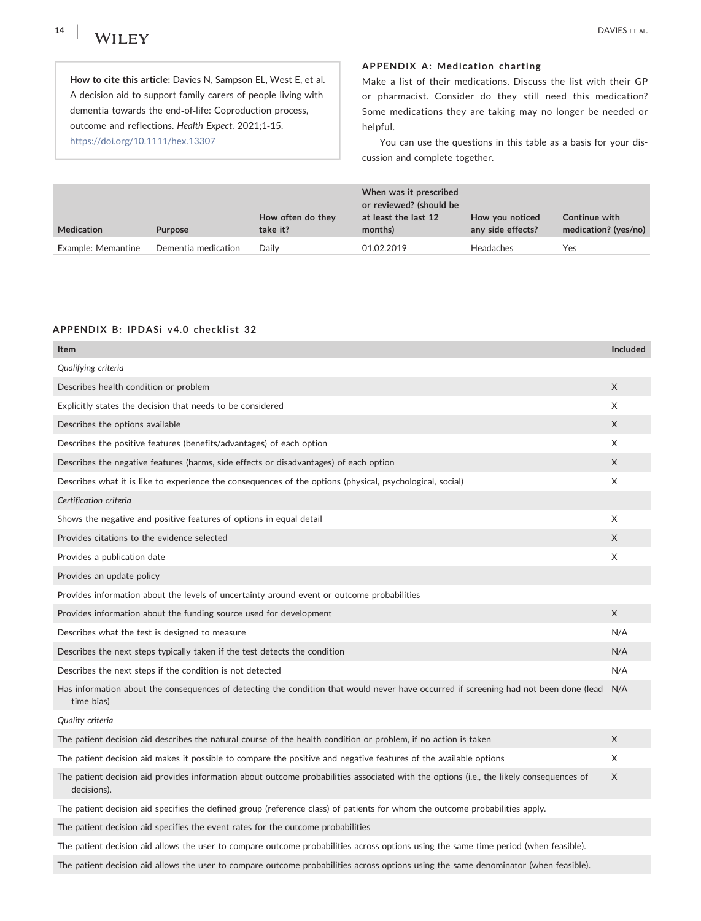**How to cite this article:** Davies N, Sampson EL, West E, et al. A decision aid to support family carers of people living with dementia towards the end-of-life: Coproduction process, outcome and reflections. *Health Expect.* 2021;1-15. https://doi.org/10.1111/hex.13307

## APPENDIX A: Medication charting

Make a list of their medications. Discuss the list with their GP or pharmacist. Consider do they still need this medication? Some medications they are taking may no longer be needed or helpful.

You can use the questions in this table as a basis for your discussion and complete together.

| Medication | Purpose | How often do they take it? | When was it prescribed or reviewed? (should be at least the last 12 months) | How you noticed any side effects? | Continue with medication? (yes/no) |
|---|---|---|---|---|---|
| Example: Memantine | Dementia medication | Daily | 01.02.2019 | Headaches | Yes |

## APPENDIX B: IPDASi v4.0 checklist 32

| Item | Included |
|---|---|
| *Qualifying criteria* | |
| Describes health condition or problem | X |
| Explicitly states the decision that needs to be considered | X |
| Describes the options available | X |
| Describes the positive features (benefits/advantages) of each option | X |
| Describes the negative features (harms, side effects or disadvantages) of each option | X |
| Describes what it is like to experience the consequences of the options (physical, psychological, social) | X |
| *Certification criteria* | |
| Shows the negative and positive features of options in equal detail | X |
| Provides citations to the evidence selected | X |
| Provides a publication date | X |
| Provides an update policy | |
| Provides information about the levels of uncertainty around event or outcome probabilities | |
| Provides information about the funding source used for development | X |
| Describes what the test is designed to measure | N/A |
| Describes the next steps typically taken if the test detects the condition | N/A |
| Describes the next steps if the condition is not detected | N/A |
| Has information about the consequences of detecting the condition that would never have occurred if screening had not been done (lead time bias) | N/A |
| *Quality criteria* | |
| The patient decision aid describes the natural course of the health condition or problem, if no action is taken | X |
| The patient decision aid makes it possible to compare the positive and negative features of the available options | X |
| The patient decision aid provides information about outcome probabilities associated with the options (i.e., the likely consequences of decisions). | X |
| The patient decision aid specifies the defined group (reference class) of patients for whom the outcome probabilities apply. | |
| The patient decision aid specifies the event rates for the outcome probabilities | |
| The patient decision aid allows the user to compare outcome probabilities across options using the same time period (when feasible). | |
| The patient decision aid allows the user to compare outcome probabilities across options using the same denominator (when feasible). | |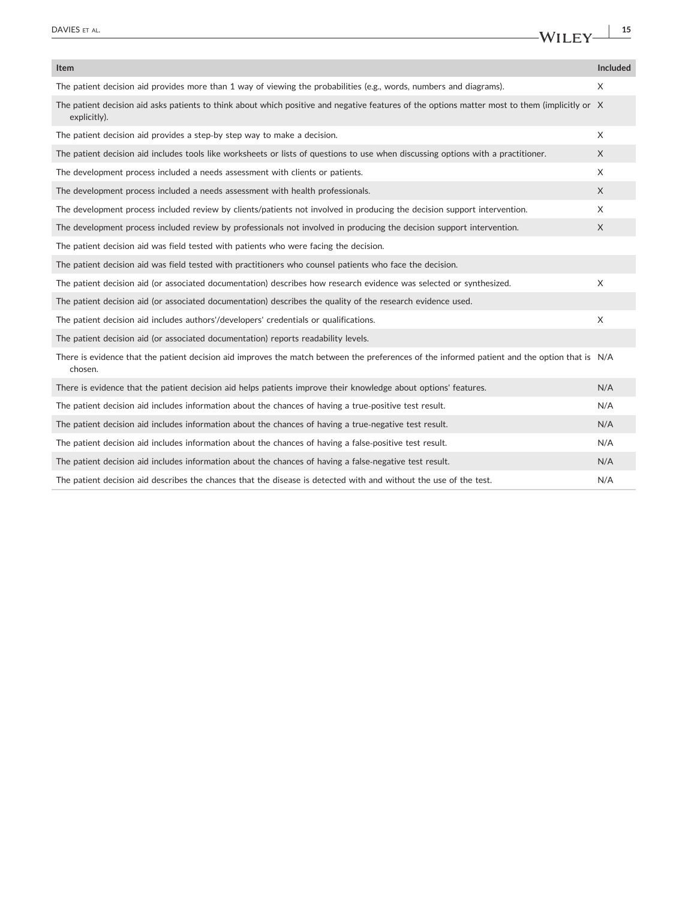| Item | Included |
| --- | --- |
| The patient decision aid provides more than 1 way of viewing the probabilities (e.g., words, numbers and diagrams). | X |
| The patient decision aid asks patients to think about which positive and negative features of the options matter most to them (implicitly or explicitly). | X |
| The patient decision aid provides a step-by step way to make a decision. | X |
| The patient decision aid includes tools like worksheets or lists of questions to use when discussing options with a practitioner. | X |
| The development process included a needs assessment with clients or patients. | X |
| The development process included a needs assessment with health professionals. | X |
| The development process included review by clients/patients not involved in producing the decision support intervention. | X |
| The development process included review by professionals not involved in producing the decision support intervention. | X |
| The patient decision aid was field tested with patients who were facing the decision. | |
| The patient decision aid was field tested with practitioners who counsel patients who face the decision. | |
| The patient decision aid (or associated documentation) describes how research evidence was selected or synthesized. | X |
| The patient decision aid (or associated documentation) describes the quality of the research evidence used. | |
| The patient decision aid includes authors'/developers' credentials or qualifications. | X |
| The patient decision aid (or associated documentation) reports readability levels. | |
| There is evidence that the patient decision aid improves the match between the preferences of the informed patient and the option that is chosen. | N/A |
| There is evidence that the patient decision aid helps patients improve their knowledge about options' features. | N/A |
| The patient decision aid includes information about the chances of having a true-positive test result. | N/A |
| The patient decision aid includes information about the chances of having a true-negative test result. | N/A |
| The patient decision aid includes information about the chances of having a false-positive test result. | N/A |
| The patient decision aid includes information about the chances of having a false-negative test result. | N/A |
| The patient decision aid describes the chances that the disease is detected with and without the use of the test. | N/A |